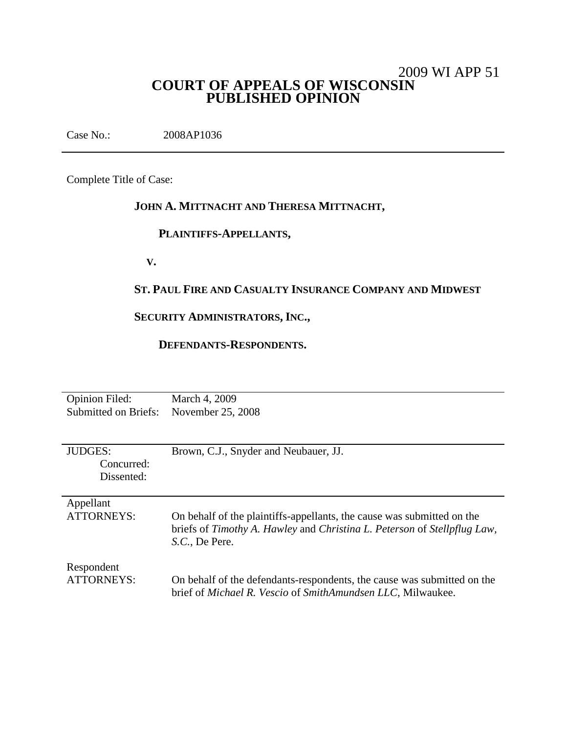2009 WI APP 51

# COURT OF APPEALS OF WISCONSIN
# PUBLISHED OPINION

Case No.: 2008AP1036

---

Complete Title of Case:

**JOHN A. MITTNACHT AND THERESA MITTNACHT,**

**PLAINTIFFS-APPELLANTS,**

**V.**

**ST. PAUL FIRE AND CASUALTY INSURANCE COMPANY AND MIDWEST SECURITY ADMINISTRATORS, INC.,**

**DEFENDANTS-RESPONDENTS.**

---

Opinion Filed: March 4, 2009
Submitted on Briefs: November 25, 2008

---

JUDGES: Brown, C.J., Snyder and Neubauer, JJ.
Concurred:
Dissented:

---

Appellant
ATTORNEYS: On behalf of the plaintiffs-appellants, the cause was submitted on the briefs of *Timothy A. Hawley* and *Christina L. Peterson* of *Stellpflug Law, S.C.*, De Pere.

Respondent
ATTORNEYS: On behalf of the defendants-respondents, the cause was submitted on the brief of *Michael R. Vescio* of *SmithAmundsen LLC*, Milwaukee.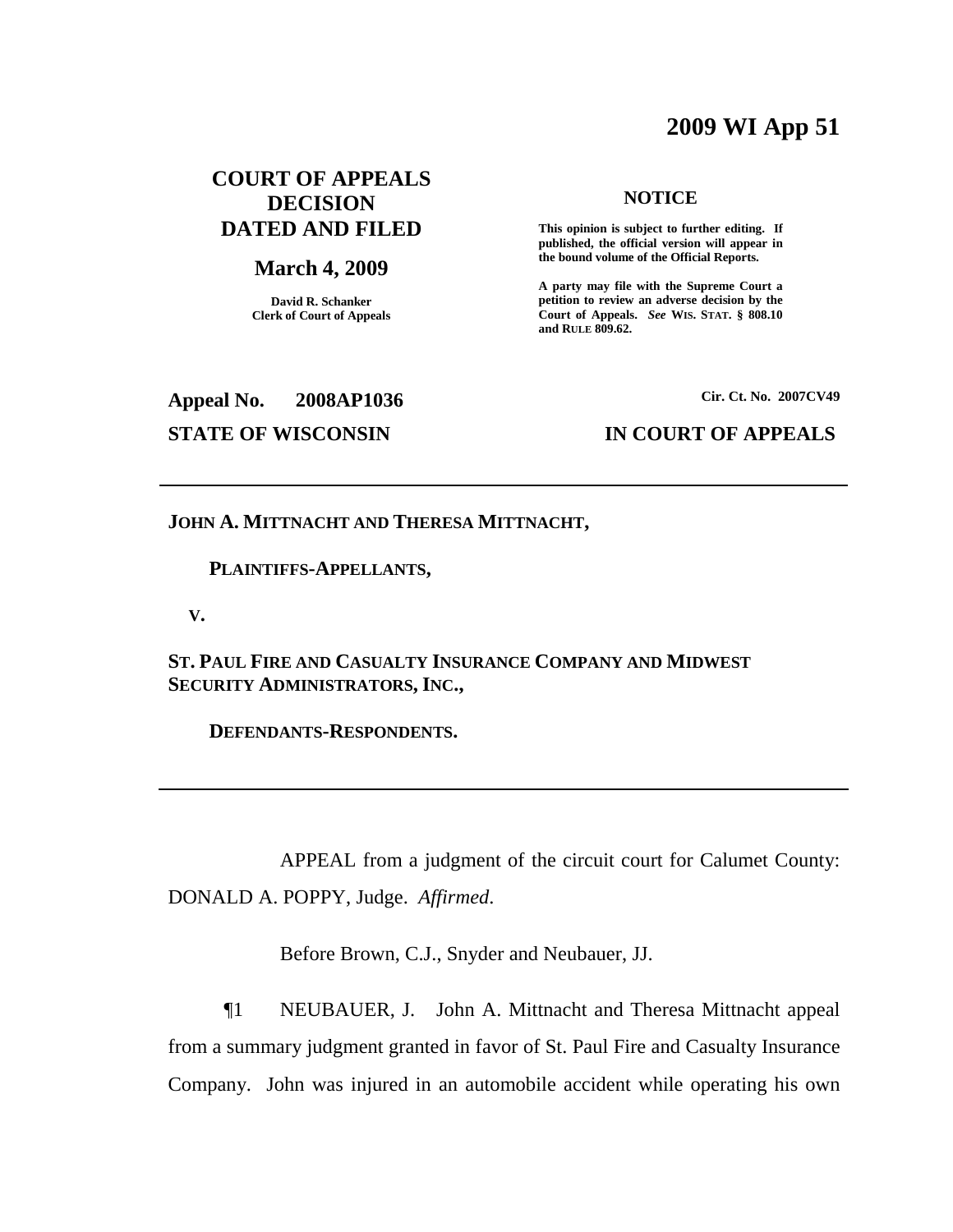# 2009 WI App 51

**COURT OF APPEALS DECISION DATED AND FILED**

**March 4, 2009**

**David R. Schanker**
**Clerk of Court of Appeals**

**NOTICE**

**This opinion is subject to further editing. If published, the official version will appear in the bound volume of the Official Reports.**

**A party may file with the Supreme Court a petition to review an adverse decision by the Court of Appeals. *See* WIS. STAT. § 808.10 and RULE 809.62.**

**Appeal No. 2008AP1036** **Cir. Ct. No. 2007CV49**

**STATE OF WISCONSIN** **IN COURT OF APPEALS**

---

**JOHN A. MITTNACHT AND THERESA MITTNACHT,**

**PLAINTIFFS-APPELLANTS,**

**V.**

**ST. PAUL FIRE AND CASUALTY INSURANCE COMPANY AND MIDWEST SECURITY ADMINISTRATORS, INC.,**

**DEFENDANTS-RESPONDENTS.**

---

APPEAL from a judgment of the circuit court for Calumet County: DONALD A. POPPY, Judge. *Affirmed*.

Before Brown, C.J., Snyder and Neubauer, JJ.

¶1 NEUBAUER, J. John A. Mittnacht and Theresa Mittnacht appeal from a summary judgment granted in favor of St. Paul Fire and Casualty Insurance Company. John was injured in an automobile accident while operating his own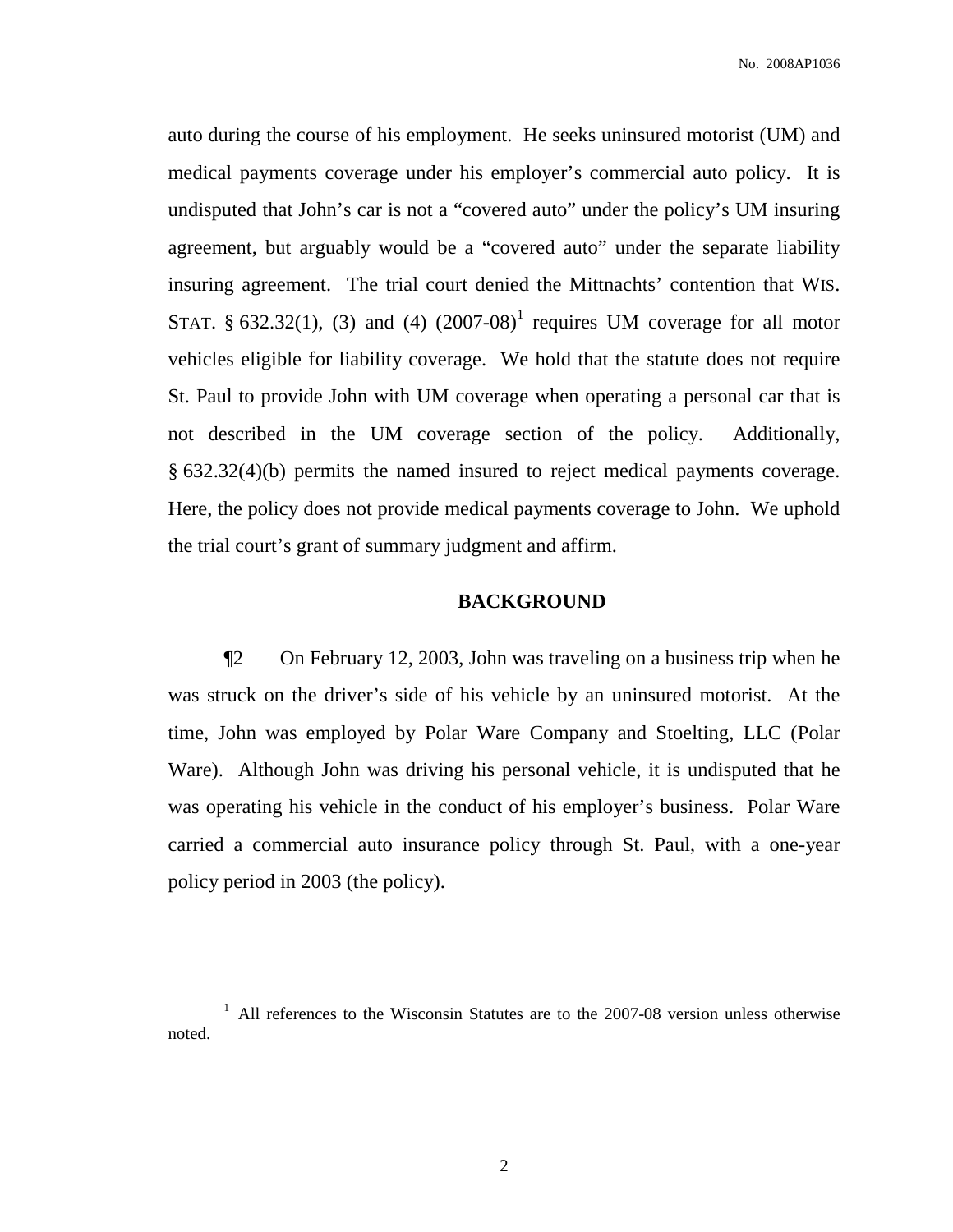auto during the course of his employment. He seeks uninsured motorist (UM) and medical payments coverage under his employer's commercial auto policy. It is undisputed that John's car is not a "covered auto" under the policy's UM insuring agreement, but arguably would be a "covered auto" under the separate liability insuring agreement. The trial court denied the Mittnachts' contention that WIS. STAT. § 632.32(1), (3) and (4) (2007-08)[1] requires UM coverage for all motor vehicles eligible for liability coverage. We hold that the statute does not require St. Paul to provide John with UM coverage when operating a personal car that is not described in the UM coverage section of the policy. Additionally, § 632.32(4)(b) permits the named insured to reject medical payments coverage. Here, the policy does not provide medical payments coverage to John. We uphold the trial court's grant of summary judgment and affirm.

## BACKGROUND

¶2 On February 12, 2003, John was traveling on a business trip when he was struck on the driver's side of his vehicle by an uninsured motorist. At the time, John was employed by Polar Ware Company and Stoelting, LLC (Polar Ware). Although John was driving his personal vehicle, it is undisputed that he was operating his vehicle in the conduct of his employer's business. Polar Ware carried a commercial auto insurance policy through St. Paul, with a one-year policy period in 2003 (the policy).

[1] All references to the Wisconsin Statutes are to the 2007-08 version unless otherwise noted.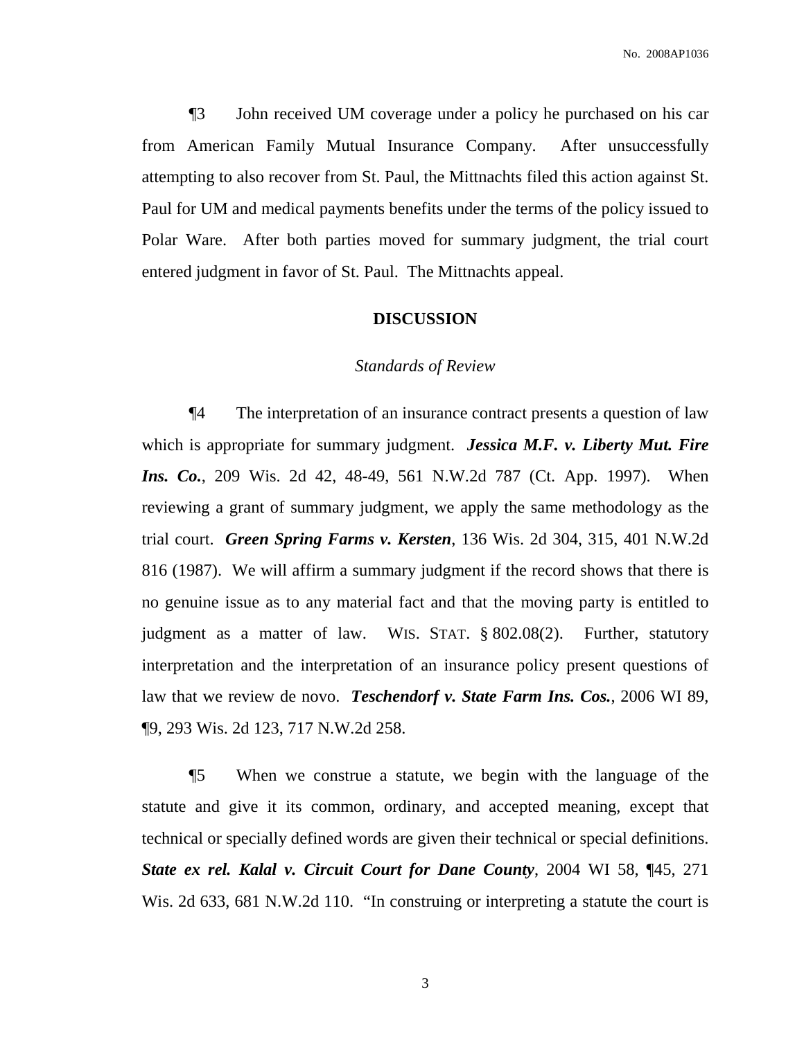¶3 John received UM coverage under a policy he purchased on his car from American Family Mutual Insurance Company. After unsuccessfully attempting to also recover from St. Paul, the Mittnachts filed this action against St. Paul for UM and medical payments benefits under the terms of the policy issued to Polar Ware. After both parties moved for summary judgment, the trial court entered judgment in favor of St. Paul. The Mittnachts appeal.

## DISCUSSION

### *Standards of Review*

¶4 The interpretation of an insurance contract presents a question of law which is appropriate for summary judgment. ***Jessica M.F. v. Liberty Mut. Fire Ins. Co.***, 209 Wis. 2d 42, 48-49, 561 N.W.2d 787 (Ct. App. 1997). When reviewing a grant of summary judgment, we apply the same methodology as the trial court. ***Green Spring Farms v. Kersten***, 136 Wis. 2d 304, 315, 401 N.W.2d 816 (1987). We will affirm a summary judgment if the record shows that there is no genuine issue as to any material fact and that the moving party is entitled to judgment as a matter of law. WIS. STAT. § 802.08(2). Further, statutory interpretation and the interpretation of an insurance policy present questions of law that we review de novo. ***Teschendorf v. State Farm Ins. Cos.***, 2006 WI 89, ¶9, 293 Wis. 2d 123, 717 N.W.2d 258.

¶5 When we construe a statute, we begin with the language of the statute and give it its common, ordinary, and accepted meaning, except that technical or specially defined words are given their technical or special definitions. ***State ex rel. Kalal v. Circuit Court for Dane County***, 2004 WI 58, ¶45, 271 Wis. 2d 633, 681 N.W.2d 110. "In construing or interpreting a statute the court is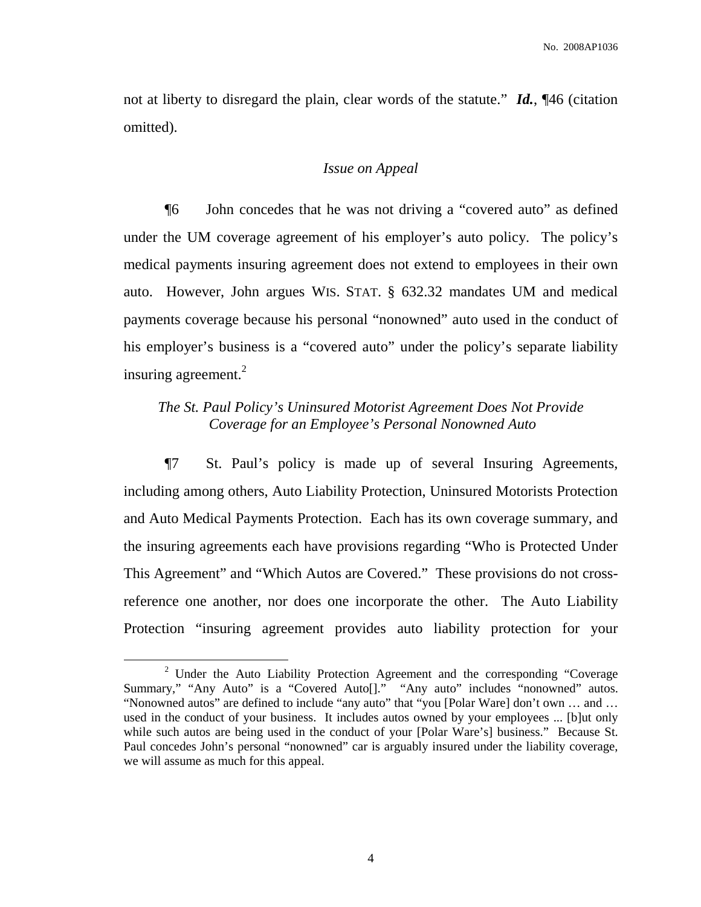not at liberty to disregard the plain, clear words of the statute." ***Id.***, ¶46 (citation omitted).

*Issue on Appeal*

¶6 John concedes that he was not driving a "covered auto" as defined under the UM coverage agreement of his employer's auto policy. The policy's medical payments insuring agreement does not extend to employees in their own auto. However, John argues WIS. STAT. § 632.32 mandates UM and medical payments coverage because his personal "nonowned" auto used in the conduct of his employer's business is a "covered auto" under the policy's separate liability insuring agreement.[2]

*The St. Paul Policy's Uninsured Motorist Agreement Does Not Provide Coverage for an Employee's Personal Nonowned Auto*

¶7 St. Paul's policy is made up of several Insuring Agreements, including among others, Auto Liability Protection, Uninsured Motorists Protection and Auto Medical Payments Protection. Each has its own coverage summary, and the insuring agreements each have provisions regarding "Who is Protected Under This Agreement" and "Which Autos are Covered." These provisions do not cross-reference one another, nor does one incorporate the other. The Auto Liability Protection "insuring agreement provides auto liability protection for your

---

[2] Under the Auto Liability Protection Agreement and the corresponding "Coverage Summary," "Any Auto" is a "Covered Auto[]." "Any auto" includes "nonowned" autos. "Nonowned autos" are defined to include "any auto" that "you [Polar Ware] don't own … and … used in the conduct of your business. It includes autos owned by your employees ... [b]ut only while such autos are being used in the conduct of your [Polar Ware's] business." Because St. Paul concedes John's personal "nonowned" car is arguably insured under the liability coverage, we will assume as much for this appeal.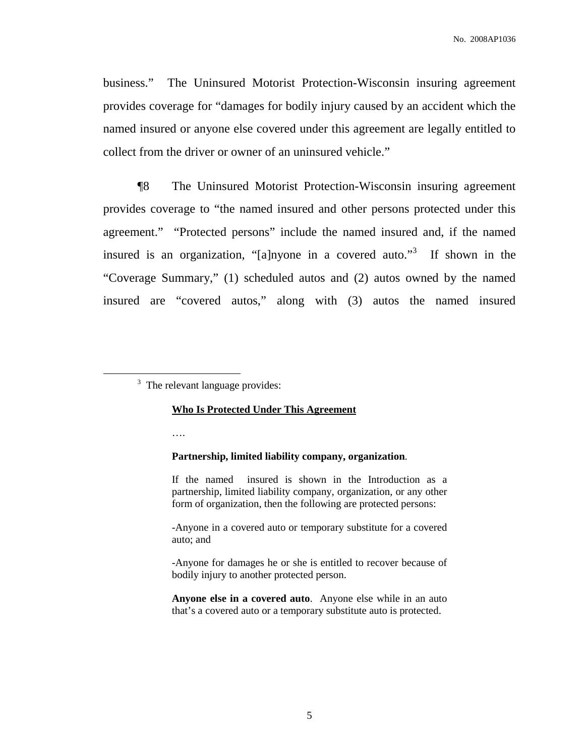business." The Uninsured Motorist Protection-Wisconsin insuring agreement provides coverage for "damages for bodily injury caused by an accident which the named insured or anyone else covered under this agreement are legally entitled to collect from the driver or owner of an uninsured vehicle."

¶8 The Uninsured Motorist Protection-Wisconsin insuring agreement provides coverage to "the named insured and other persons protected under this agreement." "Protected persons" include the named insured and, if the named insured is an organization, "[a]nyone in a covered auto."[3] If shown in the "Coverage Summary," (1) scheduled autos and (2) autos owned by the named insured are "covered autos," along with (3) autos the named insured

---

[3] The relevant language provides:

> **<u>Who Is Protected Under This Agreement</u>**
>
> ….
>
> **Partnership, limited liability company, organization**.
>
> If the named insured is shown in the Introduction as a partnership, limited liability company, organization, or any other form of organization, then the following are protected persons:
>
> -Anyone in a covered auto or temporary substitute for a covered auto; and
>
> -Anyone for damages he or she is entitled to recover because of bodily injury to another protected person.
>
> **Anyone else in a covered auto**. Anyone else while in an auto that's a covered auto or a temporary substitute auto is protected.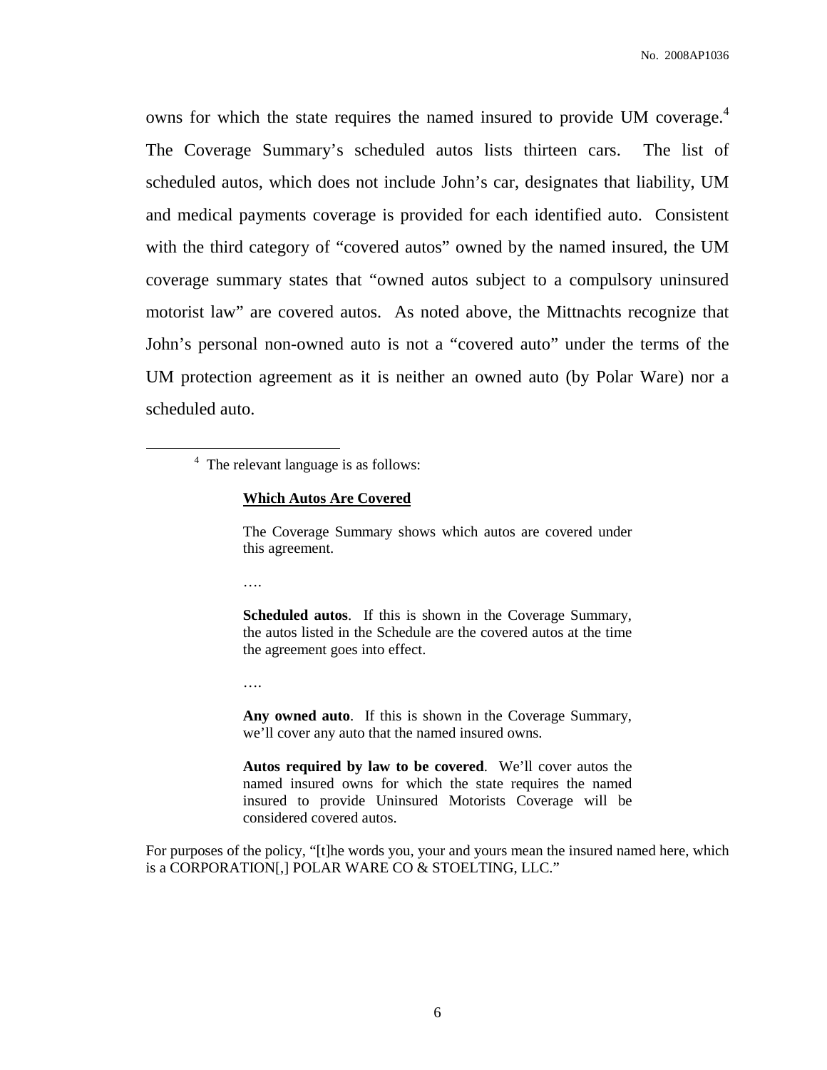owns for which the state requires the named insured to provide UM coverage.[4] The Coverage Summary's scheduled autos lists thirteen cars. The list of scheduled autos, which does not include John's car, designates that liability, UM and medical payments coverage is provided for each identified auto. Consistent with the third category of "covered autos" owned by the named insured, the UM coverage summary states that "owned autos subject to a compulsory uninsured motorist law" are covered autos. As noted above, the Mittnachts recognize that John's personal non-owned auto is not a "covered auto" under the terms of the UM protection agreement as it is neither an owned auto (by Polar Ware) nor a scheduled auto.

---

[4] The relevant language is as follows:

> **Which Autos Are Covered**
>
> The Coverage Summary shows which autos are covered under this agreement.
>
> ….
>
> **Scheduled autos**. If this is shown in the Coverage Summary, the autos listed in the Schedule are the covered autos at the time the agreement goes into effect.
>
> ….
>
> **Any owned auto**. If this is shown in the Coverage Summary, we'll cover any auto that the named insured owns.
>
> **Autos required by law to be covered**. We'll cover autos the named insured owns for which the state requires the named insured to provide Uninsured Motorists Coverage will be considered covered autos.

For purposes of the policy, "[t]he words you, your and yours mean the insured named here, which is a CORPORATION[,] POLAR WARE CO & STOELTING, LLC."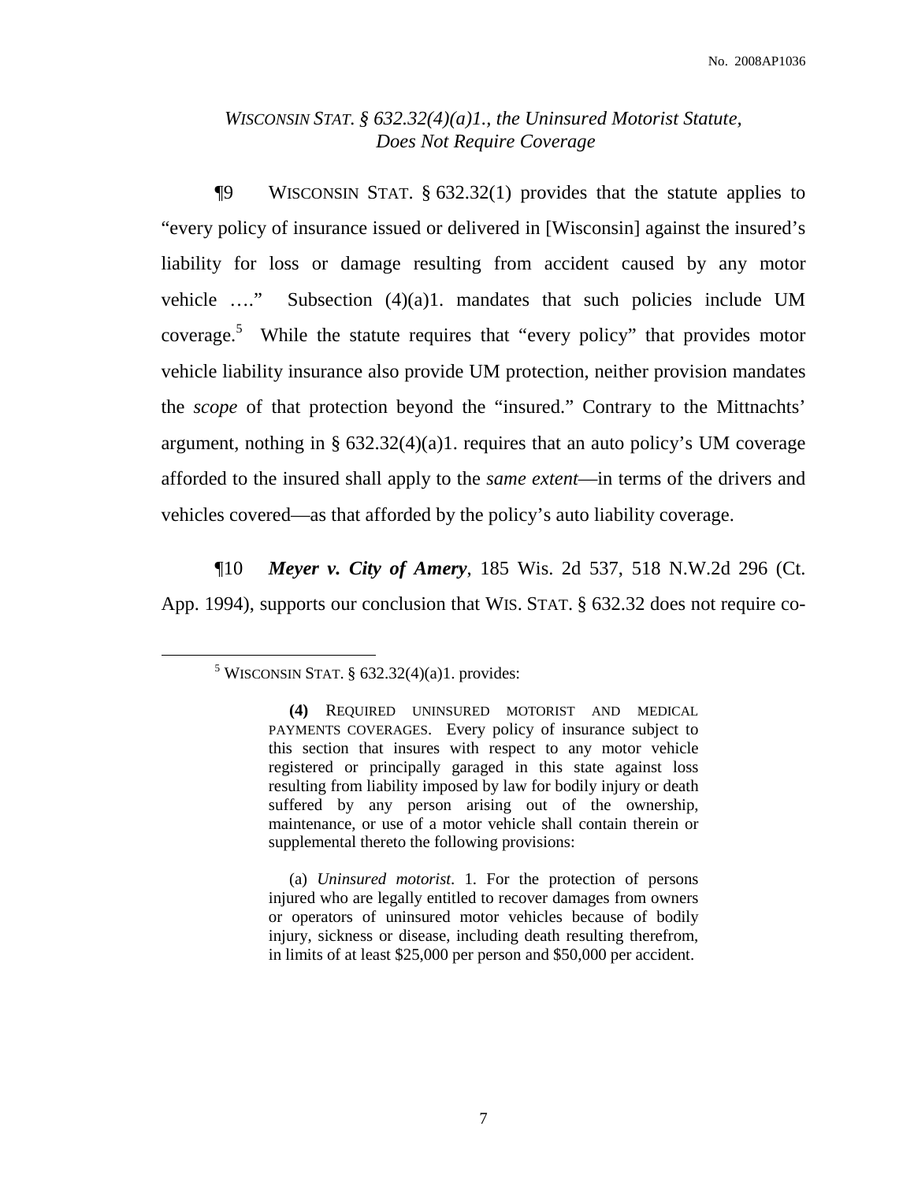### *WISCONSIN STAT. § 632.32(4)(a)1., the Uninsured Motorist Statute, Does Not Require Coverage*

¶9 WISCONSIN STAT. § 632.32(1) provides that the statute applies to "every policy of insurance issued or delivered in [Wisconsin] against the insured's liability for loss or damage resulting from accident caused by any motor vehicle …." Subsection (4)(a)1. mandates that such policies include UM coverage.[5] While the statute requires that "every policy" that provides motor vehicle liability insurance also provide UM protection, neither provision mandates the *scope* of that protection beyond the "insured." Contrary to the Mittnachts' argument, nothing in § 632.32(4)(a)1. requires that an auto policy's UM coverage afforded to the insured shall apply to the *same extent*—in terms of the drivers and vehicles covered—as that afforded by the policy's auto liability coverage.

¶10 ***Meyer v. City of Amery***, 185 Wis. 2d 537, 518 N.W.2d 296 (Ct. App. 1994), supports our conclusion that WIS. STAT. § 632.32 does not require co-

---

[5] WISCONSIN STAT. § 632.32(4)(a)1. provides:

> **(4)** REQUIRED UNINSURED MOTORIST AND MEDICAL PAYMENTS COVERAGES. Every policy of insurance subject to this section that insures with respect to any motor vehicle registered or principally garaged in this state against loss resulting from liability imposed by law for bodily injury or death suffered by any person arising out of the ownership, maintenance, or use of a motor vehicle shall contain therein or supplemental thereto the following provisions:
>
> (a) *Uninsured motorist*. 1. For the protection of persons injured who are legally entitled to recover damages from owners or operators of uninsured motor vehicles because of bodily injury, sickness or disease, including death resulting therefrom, in limits of at least $25,000 per person and $50,000 per accident.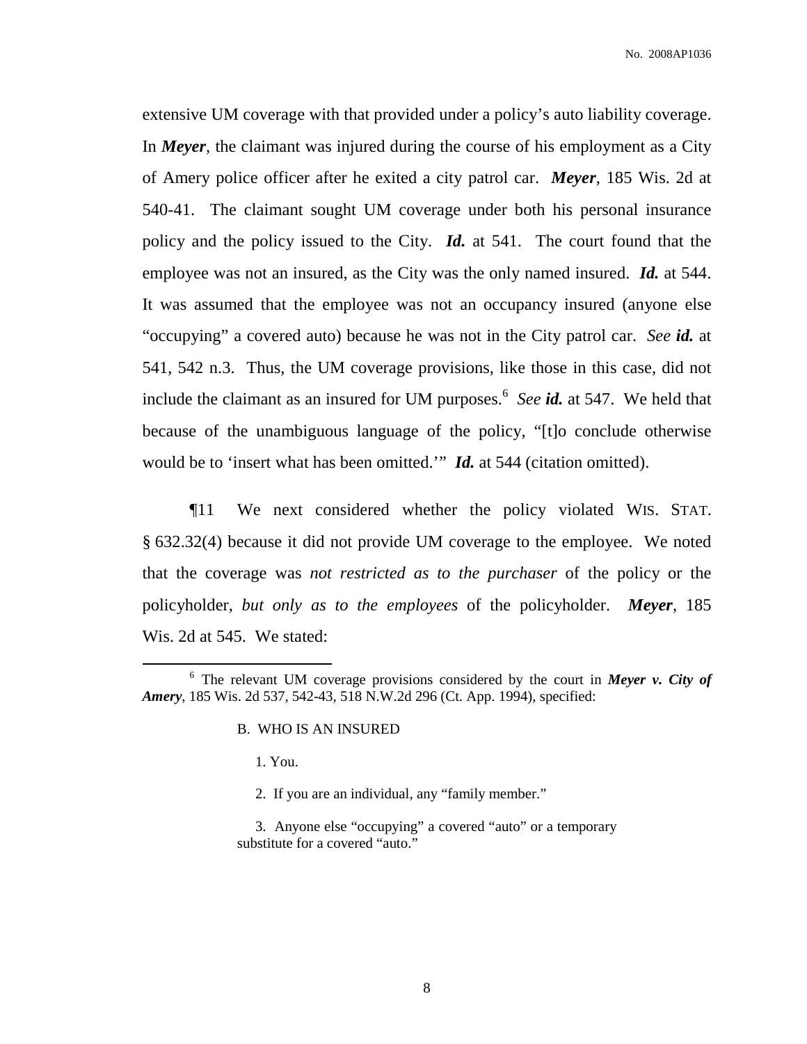extensive UM coverage with that provided under a policy's auto liability coverage. In ***Meyer***, the claimant was injured during the course of his employment as a City of Amery police officer after he exited a city patrol car. ***Meyer***, 185 Wis. 2d at 540-41. The claimant sought UM coverage under both his personal insurance policy and the policy issued to the City. ***Id.*** at 541. The court found that the employee was not an insured, as the City was the only named insured. ***Id.*** at 544. It was assumed that the employee was not an occupancy insured (anyone else "occupying" a covered auto) because he was not in the City patrol car. *See* ***id.*** at 541, 542 n.3. Thus, the UM coverage provisions, like those in this case, did not include the claimant as an insured for UM purposes.[6] *See* ***id.*** at 547. We held that because of the unambiguous language of the policy, "[t]o conclude otherwise would be to 'insert what has been omitted.'" ***Id.*** at 544 (citation omitted).

¶11 We next considered whether the policy violated WIS. STAT. § 632.32(4) because it did not provide UM coverage to the employee. We noted that the coverage was *not restricted as to the purchaser* of the policy or the policyholder, *but only as to the employees* of the policyholder. ***Meyer***, 185 Wis. 2d at 545. We stated:

---

[6] The relevant UM coverage provisions considered by the court in ***Meyer v. City of Amery***, 185 Wis. 2d 537, 542-43, 518 N.W.2d 296 (Ct. App. 1994), specified:

> B. WHO IS AN INSURED
>
> 1. You.
>
> 2. If you are an individual, any "family member."
>
> 3. Anyone else "occupying" a covered "auto" or a temporary substitute for a covered "auto."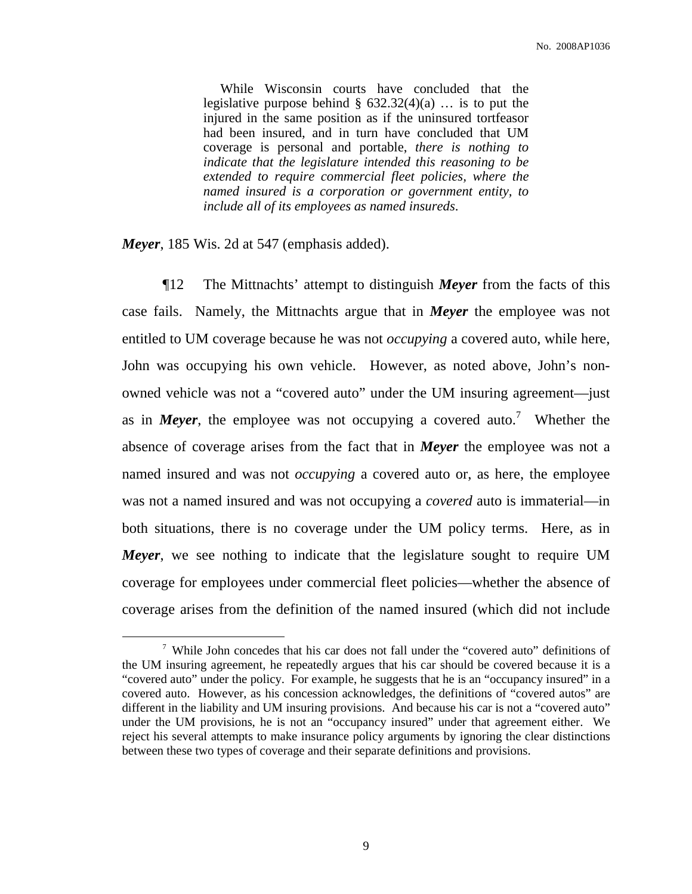> While Wisconsin courts have concluded that the legislative purpose behind § 632.32(4)(a) … is to put the injured in the same position as if the uninsured tortfeasor had been insured, and in turn have concluded that UM coverage is personal and portable, *there is nothing to indicate that the legislature intended this reasoning to be extended to require commercial fleet policies, where the named insured is a corporation or government entity, to include all of its employees as named insureds*.

***Meyer***, 185 Wis. 2d at 547 (emphasis added).

¶12 The Mittnachts' attempt to distinguish ***Meyer*** from the facts of this case fails. Namely, the Mittnachts argue that in ***Meyer*** the employee was not entitled to UM coverage because he was not *occupying* a covered auto, while here, John was occupying his own vehicle. However, as noted above, John's non-owned vehicle was not a "covered auto" under the UM insuring agreement—just as in ***Meyer***, the employee was not occupying a covered auto.[7] Whether the absence of coverage arises from the fact that in ***Meyer*** the employee was not a named insured and was not *occupying* a covered auto or, as here, the employee was not a named insured and was not occupying a *covered* auto is immaterial—in both situations, there is no coverage under the UM policy terms. Here, as in ***Meyer***, we see nothing to indicate that the legislature sought to require UM coverage for employees under commercial fleet policies—whether the absence of coverage arises from the definition of the named insured (which did not include

---

[7] While John concedes that his car does not fall under the "covered auto" definitions of the UM insuring agreement, he repeatedly argues that his car should be covered because it is a "covered auto" under the policy. For example, he suggests that he is an "occupancy insured" in a covered auto. However, as his concession acknowledges, the definitions of "covered autos" are different in the liability and UM insuring provisions. And because his car is not a "covered auto" under the UM provisions, he is not an "occupancy insured" under that agreement either. We reject his several attempts to make insurance policy arguments by ignoring the clear distinctions between these two types of coverage and their separate definitions and provisions.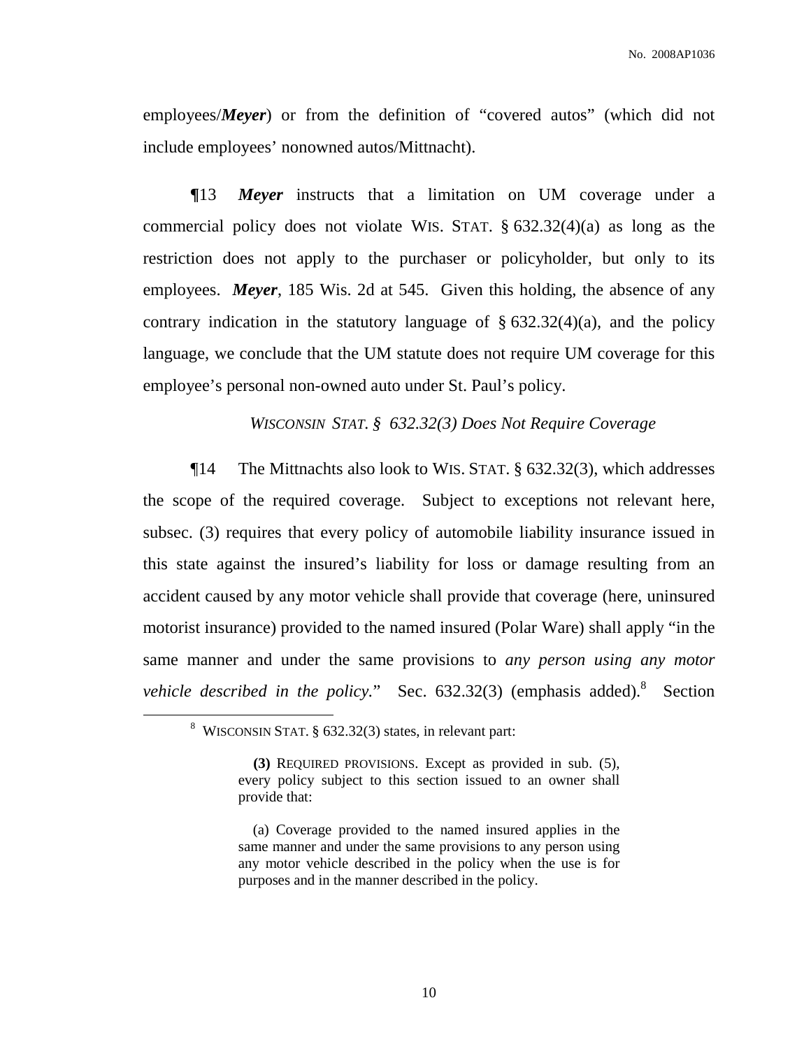employees/***Meyer***) or from the definition of "covered autos" (which did not include employees' nonowned autos/Mittnacht).

¶13 ***Meyer*** instructs that a limitation on UM coverage under a commercial policy does not violate WIS. STAT. § 632.32(4)(a) as long as the restriction does not apply to the purchaser or policyholder, but only to its employees. ***Meyer***, 185 Wis. 2d at 545. Given this holding, the absence of any contrary indication in the statutory language of § 632.32(4)(a), and the policy language, we conclude that the UM statute does not require UM coverage for this employee's personal non-owned auto under St. Paul's policy.

*WISCONSIN STAT. § 632.32(3) Does Not Require Coverage*

¶14 The Mittnachts also look to WIS. STAT. § 632.32(3), which addresses the scope of the required coverage. Subject to exceptions not relevant here, subsec. (3) requires that every policy of automobile liability insurance issued in this state against the insured's liability for loss or damage resulting from an accident caused by any motor vehicle shall provide that coverage (here, uninsured motorist insurance) provided to the named insured (Polar Ware) shall apply "in the same manner and under the same provisions to *any person using any motor vehicle described in the policy.*" Sec. 632.32(3) (emphasis added).[8] Section

---

[8] WISCONSIN STAT. § 632.32(3) states, in relevant part:

> **(3)** REQUIRED PROVISIONS. Except as provided in sub. (5), every policy subject to this section issued to an owner shall provide that:
>
> (a) Coverage provided to the named insured applies in the same manner and under the same provisions to any person using any motor vehicle described in the policy when the use is for purposes and in the manner described in the policy.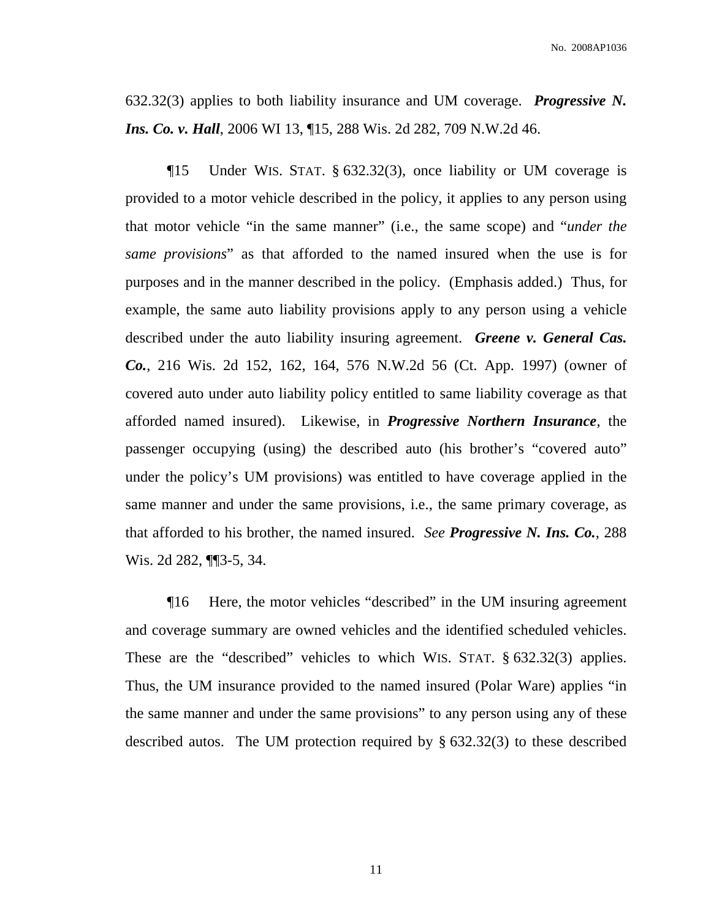632.32(3) applies to both liability insurance and UM coverage. ***Progressive N. Ins. Co. v. Hall***, 2006 WI 13, ¶15, 288 Wis. 2d 282, 709 N.W.2d 46.

¶15 Under WIS. STAT. § 632.32(3), once liability or UM coverage is provided to a motor vehicle described in the policy, it applies to any person using that motor vehicle "in the same manner" (i.e., the same scope) and "*under the same provisions*" as that afforded to the named insured when the use is for purposes and in the manner described in the policy. (Emphasis added.) Thus, for example, the same auto liability provisions apply to any person using a vehicle described under the auto liability insuring agreement. ***Greene v. General Cas. Co.***, 216 Wis. 2d 152, 162, 164, 576 N.W.2d 56 (Ct. App. 1997) (owner of covered auto under auto liability policy entitled to same liability coverage as that afforded named insured). Likewise, in ***Progressive Northern Insurance***, the passenger occupying (using) the described auto (his brother's "covered auto" under the policy's UM provisions) was entitled to have coverage applied in the same manner and under the same provisions, i.e., the same primary coverage, as that afforded to his brother, the named insured. *See* ***Progressive N. Ins. Co.***, 288 Wis. 2d 282, ¶¶3-5, 34.

¶16 Here, the motor vehicles "described" in the UM insuring agreement and coverage summary are owned vehicles and the identified scheduled vehicles. These are the "described" vehicles to which WIS. STAT. § 632.32(3) applies. Thus, the UM insurance provided to the named insured (Polar Ware) applies "in the same manner and under the same provisions" to any person using any of these described autos. The UM protection required by § 632.32(3) to these described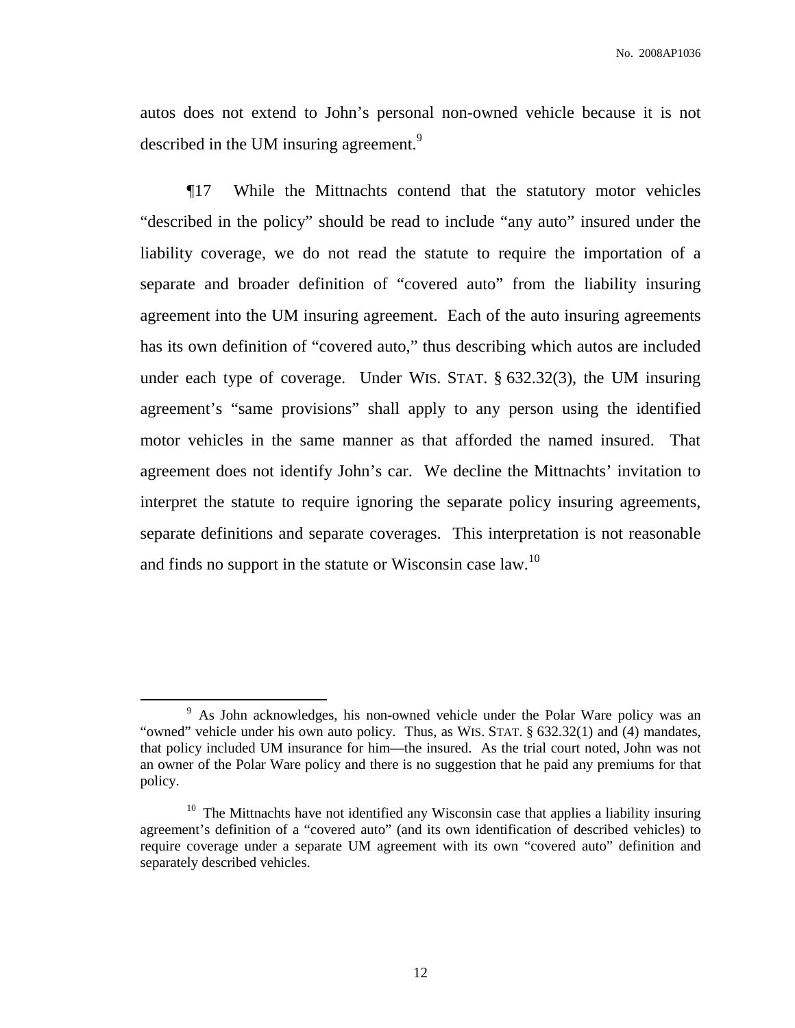autos does not extend to John's personal non-owned vehicle because it is not described in the UM insuring agreement.[9]

¶17 While the Mittnachts contend that the statutory motor vehicles "described in the policy" should be read to include "any auto" insured under the liability coverage, we do not read the statute to require the importation of a separate and broader definition of "covered auto" from the liability insuring agreement into the UM insuring agreement. Each of the auto insuring agreements has its own definition of "covered auto," thus describing which autos are included under each type of coverage. Under WIS. STAT. § 632.32(3), the UM insuring agreement's "same provisions" shall apply to any person using the identified motor vehicles in the same manner as that afforded the named insured. That agreement does not identify John's car. We decline the Mittnachts' invitation to interpret the statute to require ignoring the separate policy insuring agreements, separate definitions and separate coverages. This interpretation is not reasonable and finds no support in the statute or Wisconsin case law.[10]

---

[9] As John acknowledges, his non-owned vehicle under the Polar Ware policy was an "owned" vehicle under his own auto policy. Thus, as WIS. STAT. § 632.32(1) and (4) mandates, that policy included UM insurance for him—the insured. As the trial court noted, John was not an owner of the Polar Ware policy and there is no suggestion that he paid any premiums for that policy.

[10] The Mittnachts have not identified any Wisconsin case that applies a liability insuring agreement's definition of a "covered auto" (and its own identification of described vehicles) to require coverage under a separate UM agreement with its own "covered auto" definition and separately described vehicles.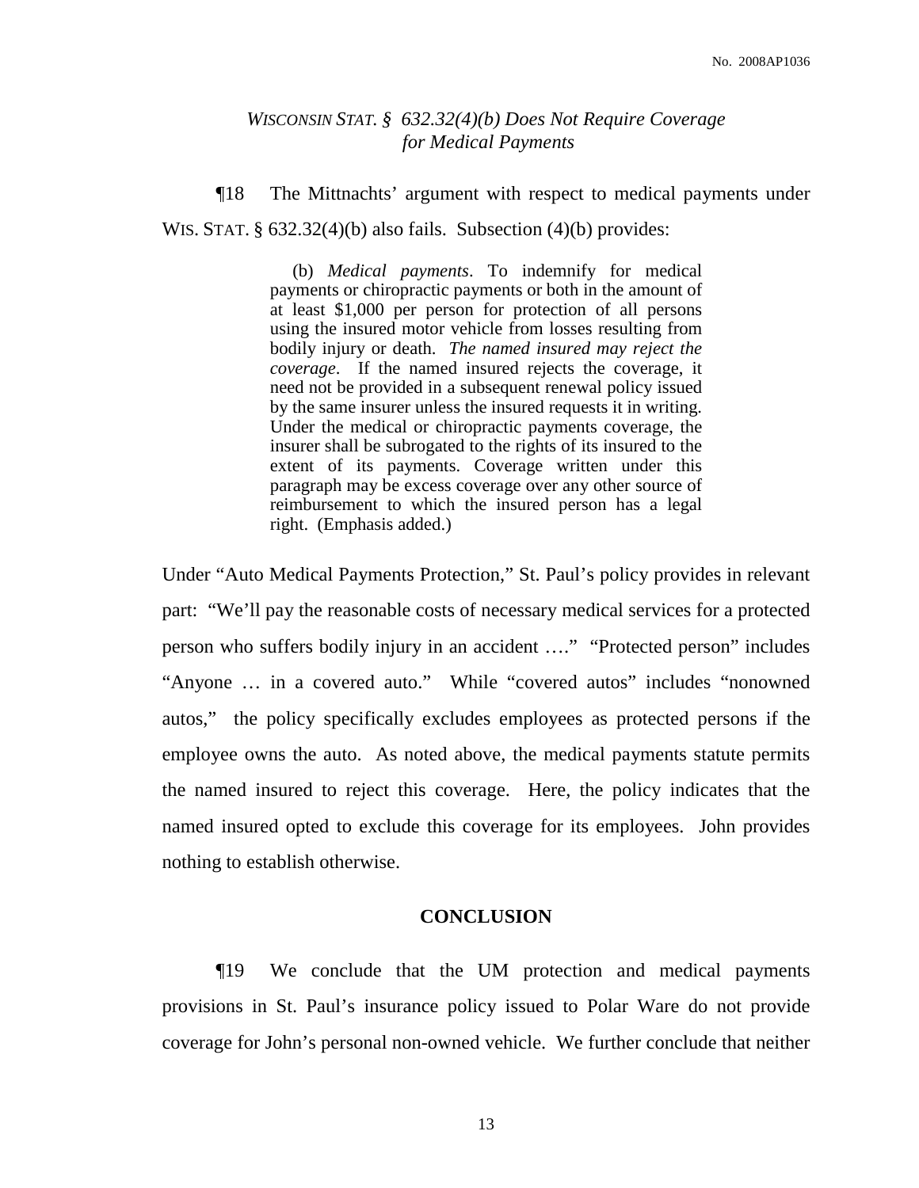### *WISCONSIN STAT. § 632.32(4)(b) Does Not Require Coverage for Medical Payments*

¶18 The Mittnachts' argument with respect to medical payments under WIS. STAT. § 632.32(4)(b) also fails. Subsection (4)(b) provides:

> (b) *Medical payments*. To indemnify for medical payments or chiropractic payments or both in the amount of at least $1,000 per person for protection of all persons using the insured motor vehicle from losses resulting from bodily injury or death. *The named insured may reject the coverage*. If the named insured rejects the coverage, it need not be provided in a subsequent renewal policy issued by the same insurer unless the insured requests it in writing. Under the medical or chiropractic payments coverage, the insurer shall be subrogated to the rights of its insured to the extent of its payments. Coverage written under this paragraph may be excess coverage over any other source of reimbursement to which the insured person has a legal right. (Emphasis added.)

Under "Auto Medical Payments Protection," St. Paul's policy provides in relevant part: "We'll pay the reasonable costs of necessary medical services for a protected person who suffers bodily injury in an accident …." "Protected person" includes "Anyone … in a covered auto." While "covered autos" includes "nonowned autos," the policy specifically excludes employees as protected persons if the employee owns the auto. As noted above, the medical payments statute permits the named insured to reject this coverage. Here, the policy indicates that the named insured opted to exclude this coverage for its employees. John provides nothing to establish otherwise.

## CONCLUSION

¶19 We conclude that the UM protection and medical payments provisions in St. Paul's insurance policy issued to Polar Ware do not provide coverage for John's personal non-owned vehicle. We further conclude that neither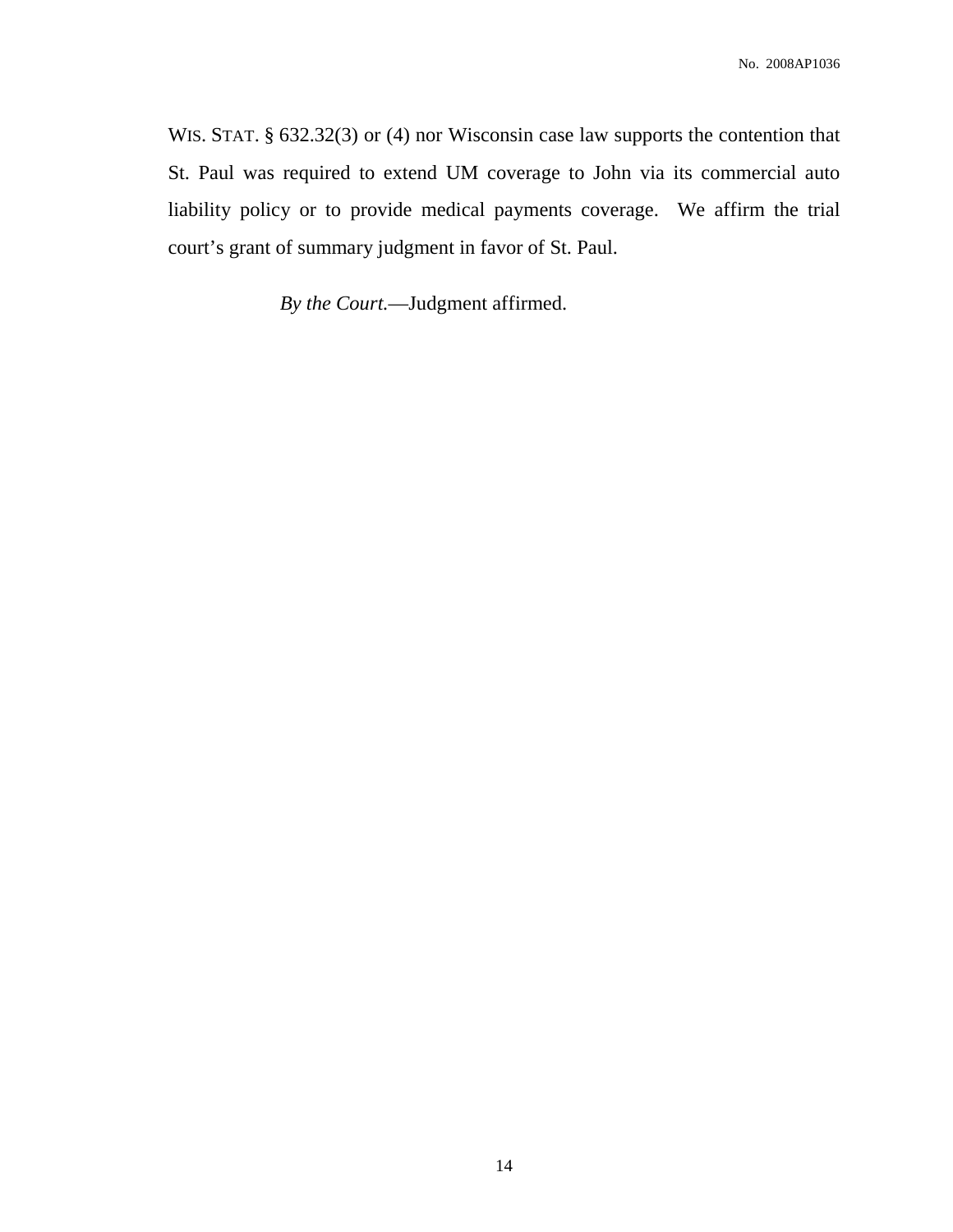WIS. STAT. § 632.32(3) or (4) nor Wisconsin case law supports the contention that St. Paul was required to extend UM coverage to John via its commercial auto liability policy or to provide medical payments coverage. We affirm the trial court's grant of summary judgment in favor of St. Paul.

*By the Court.*—Judgment affirmed.